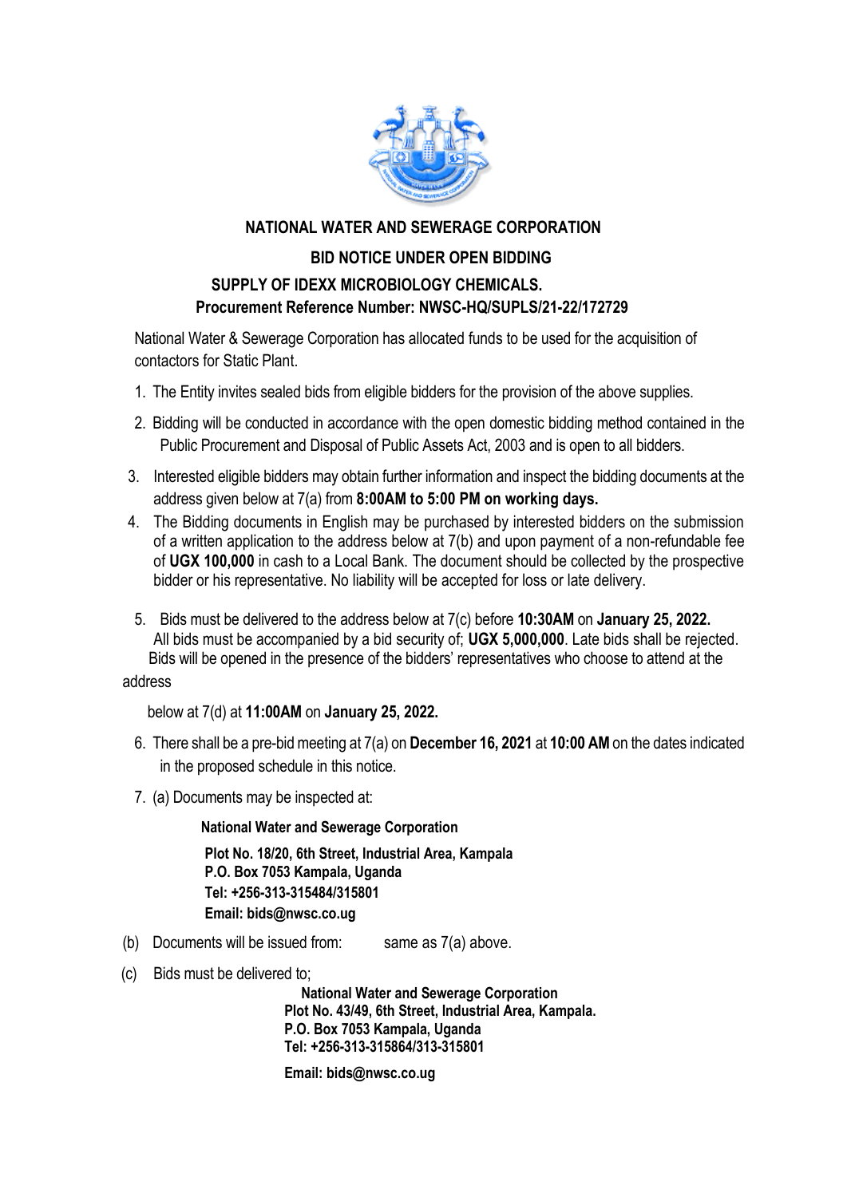## NATIONAL WATER AND SEWERAGE CORPORATION

### BID NOTICE UNDER OPEN BIDDING

### SUPPLY OF IDEXX MICROBIOLOGY CHEMICALS.

**Procurement Reference Number: NWSC-HQ/SUPLS/21-22/172729**

National Water & Sewerage Corporation has allocated funds to be used for the acquisition of contactors for Static Plant.

1. The Entity invites sealed bids from eligible bidders for the provision of the above supplies.
2. Bidding will be conducted in accordance with the open domestic bidding method contained in the Public Procurement and Disposal of Public Assets Act, 2003 and is open to all bidders.
3. Interested eligible bidders may obtain further information and inspect the bidding documents at the address given below at 7(a) from **8:00AM to 5:00 PM on working days.**
4. The Bidding documents in English may be purchased by interested bidders on the submission of a written application to the address below at 7(b) and upon payment of a non-refundable fee of **UGX 100,000** in cash to a Local Bank. The document should be collected by the prospective bidder or his representative. No liability will be accepted for loss or late delivery.
5. Bids must be delivered to the address below at 7(c) before **10:30AM** on **January 25, 2022.** All bids must be accompanied by a bid security of; **UGX 5,000,000**. Late bids shall be rejected. Bids will be opened in the presence of the bidders' representatives who choose to attend at the address below at 7(d) at **11:00AM** on **January 25, 2022.**
6. There shall be a pre-bid meeting at 7(a) on **December 16, 2021** at **10:00 AM** on the dates indicated in the proposed schedule in this notice.
7. (a) Documents may be inspected at:

   **National Water and Sewerage Corporation**
   **Plot No. 18/20, 6th Street, Industrial Area, Kampala**
   **P.O. Box 7053 Kampala, Uganda**
   **Tel: +256-313-315484/315801**
   **Email: bids@nwsc.co.ug**

(b) Documents will be issued from: same as 7(a) above.

(c) Bids must be delivered to;

   **National Water and Sewerage Corporation**
   **Plot No. 43/49, 6th Street, Industrial Area, Kampala.**
   **P.O. Box 7053 Kampala, Uganda**
   **Tel: +256-313-315864/313-315801**

   **Email: bids@nwsc.co.ug**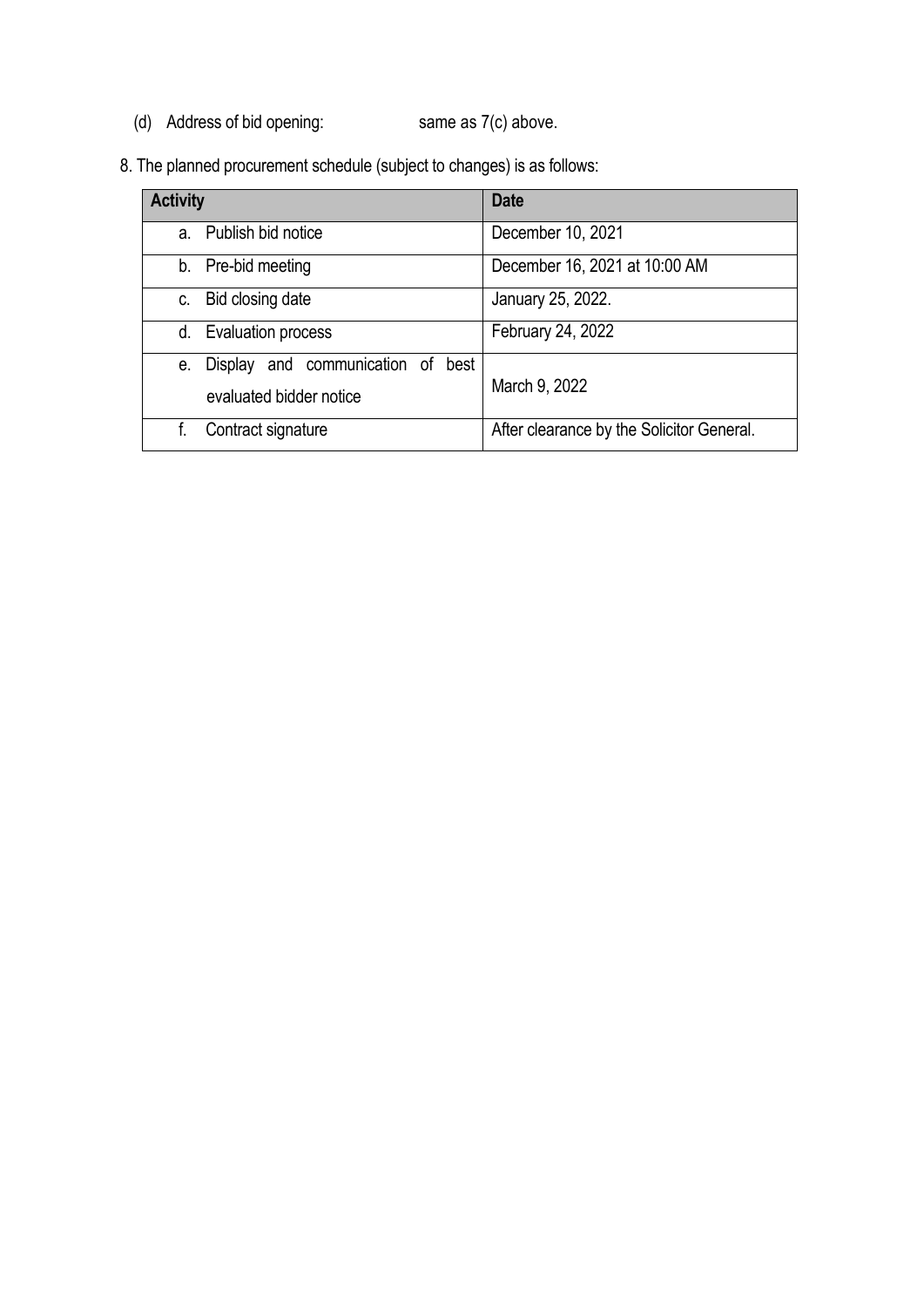(d) Address of bid opening: same as 7(c) above.

8. The planned procurement schedule (subject to changes) is as follows:

| Activity | Date |
| --- | --- |
| a. Publish bid notice | December 10, 2021 |
| b. Pre-bid meeting | December 16, 2021 at 10:00 AM |
| c. Bid closing date | January 25, 2022. |
| d. Evaluation process | February 24, 2022 |
| e. Display and communication of best evaluated bidder notice | March 9, 2022 |
| f. Contract signature | After clearance by the Solicitor General. |